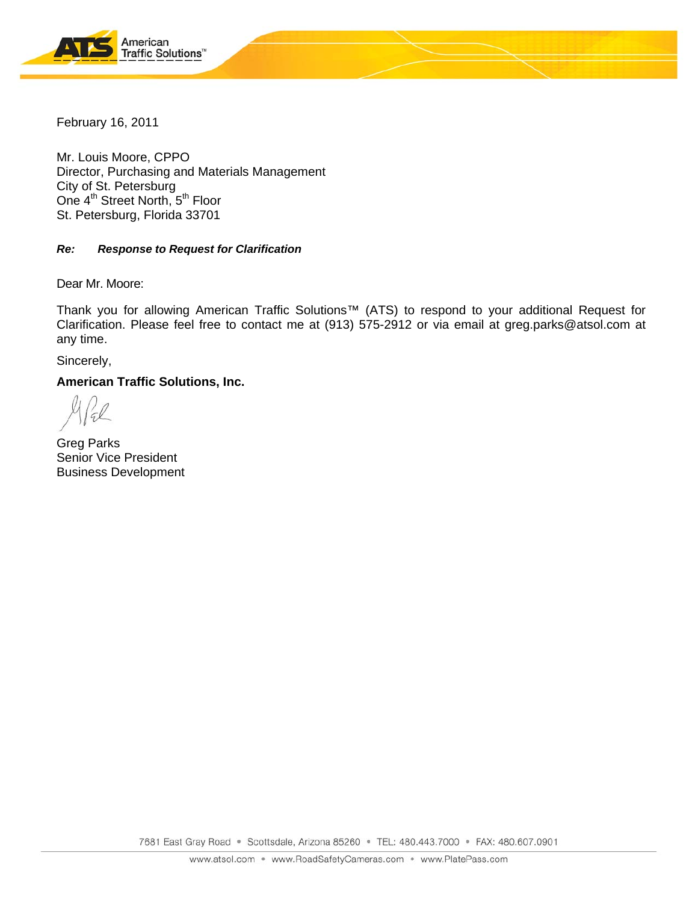February 16, 2011

Mr. Louis Moore, CPPO
Director, Purchasing and Materials Management
City of St. Petersburg
One 4th Street North, 5th Floor
St. Petersburg, Florida 33701

***Re: Response to Request for Clarification***

Dear Mr. Moore:

Thank you for allowing American Traffic Solutions™ (ATS) to respond to your additional Request for Clarification. Please feel free to contact me at (913) 575-2912 or via email at greg.parks@atsol.com at any time.

Sincerely,

**American Traffic Solutions, Inc.**

Greg Parks
Senior Vice President
Business Development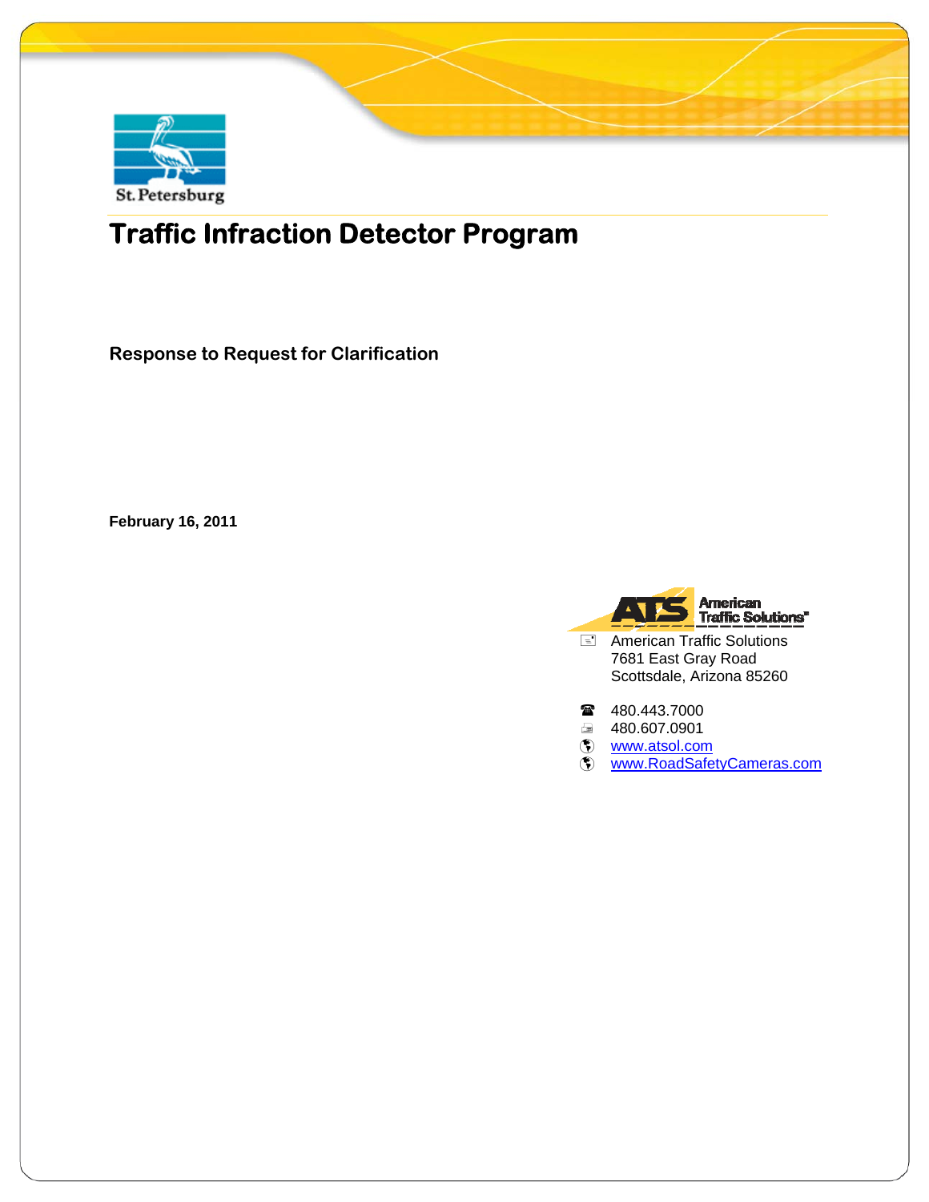St. Petersburg

# Traffic Infraction Detector Program

**Response to Request for Clarification**

**February 16, 2011**

American Traffic Solutions

American Traffic Solutions
7681 East Gray Road
Scottsdale, Arizona 85260

480.443.7000
480.607.0901
www.atsol.com
www.RoadSafetyCameras.com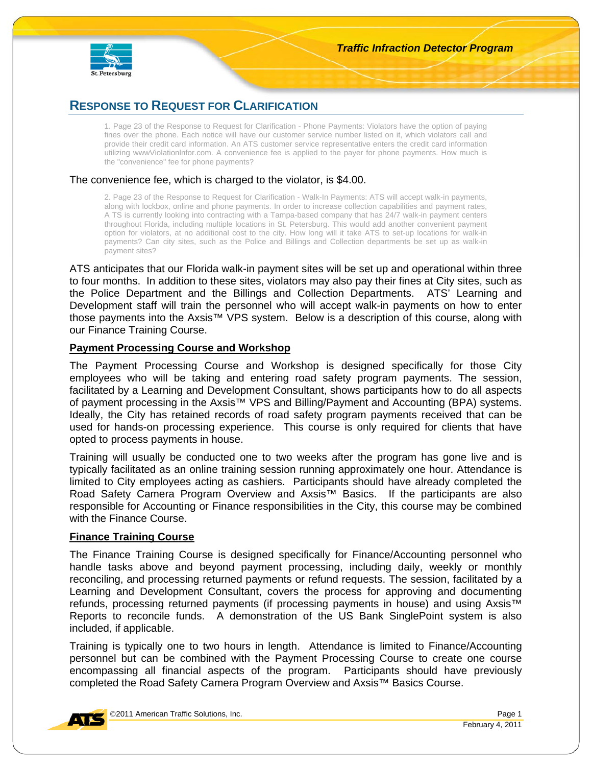## RESPONSE TO REQUEST FOR CLARIFICATION

1. Page 23 of the Response to Request for Clarification - Phone Payments: Violators have the option of paying fines over the phone. Each notice will have our customer service number listed on it, which violators call and provide their credit card information. An ATS customer service representative enters the credit card information utilizing wwwViolationlnfor.com. A convenience fee is applied to the payer for phone payments. How much is the "convenience" fee for phone payments?

The convenience fee, which is charged to the violator, is $4.00.

2. Page 23 of the Response to Request for Clarification - Walk-In Payments: ATS will accept walk-in payments, along with lockbox, online and phone payments. In order to increase collection capabilities and payment rates, A TS is currently looking into contracting with a Tampa-based company that has 24/7 walk-in payment centers throughout Florida, including multiple locations in St. Petersburg. This would add another convenient payment option for violators, at no additional cost to the city. How long will it take ATS to set-up locations for walk-in payments? Can city sites, such as the Police and Billings and Collection departments be set up as walk-in payment sites?

ATS anticipates that our Florida walk-in payment sites will be set up and operational within three to four months. In addition to these sites, violators may also pay their fines at City sites, such as the Police Department and the Billings and Collection Departments. ATS' Learning and Development staff will train the personnel who will accept walk-in payments on how to enter those payments into the Axsis™ VPS system. Below is a description of this course, along with our Finance Training Course.

**Payment Processing Course and Workshop**

The Payment Processing Course and Workshop is designed specifically for those City employees who will be taking and entering road safety program payments. The session, facilitated by a Learning and Development Consultant, shows participants how to do all aspects of payment processing in the Axsis™ VPS and Billing/Payment and Accounting (BPA) systems. Ideally, the City has retained records of road safety program payments received that can be used for hands-on processing experience. This course is only required for clients that have opted to process payments in house.

Training will usually be conducted one to two weeks after the program has gone live and is typically facilitated as an online training session running approximately one hour. Attendance is limited to City employees acting as cashiers. Participants should have already completed the Road Safety Camera Program Overview and Axsis™ Basics. If the participants are also responsible for Accounting or Finance responsibilities in the City, this course may be combined with the Finance Course.

**Finance Training Course**

The Finance Training Course is designed specifically for Finance/Accounting personnel who handle tasks above and beyond payment processing, including daily, weekly or monthly reconciling, and processing returned payments or refund requests. The session, facilitated by a Learning and Development Consultant, covers the process for approving and documenting refunds, processing returned payments (if processing payments in house) and using Axsis™ Reports to reconcile funds. A demonstration of the US Bank SinglePoint system is also included, if applicable.

Training is typically one to two hours in length. Attendance is limited to Finance/Accounting personnel but can be combined with the Payment Processing Course to create one course encompassing all financial aspects of the program. Participants should have previously completed the Road Safety Camera Program Overview and Axsis™ Basics Course.